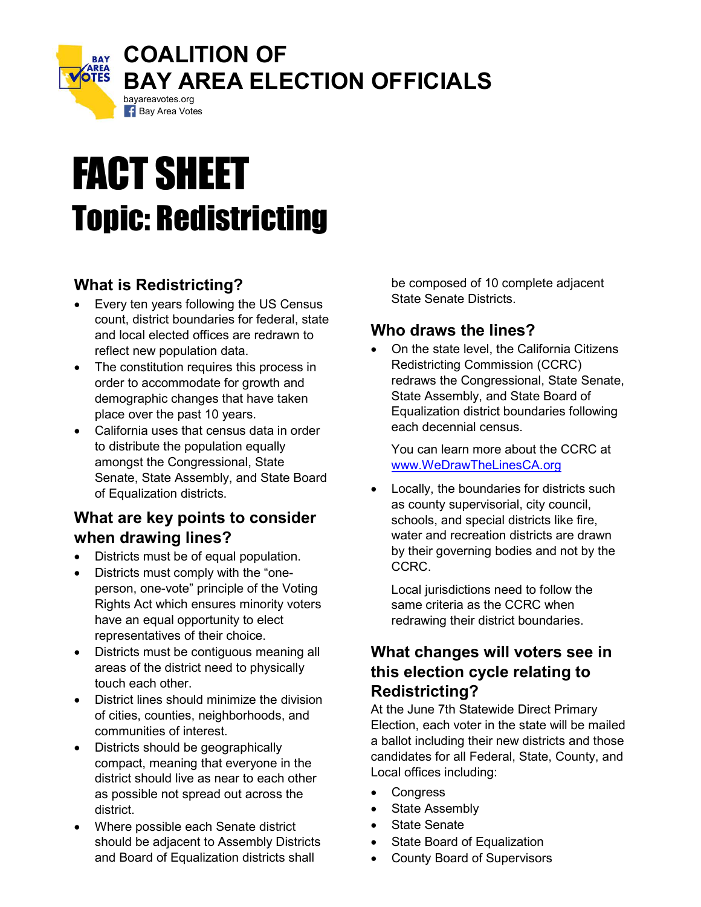# COALITION OF BAY AREA ELECTION OFFICIALS

bayareavotes.org
Bay Area Votes

# FACT SHEET
## Topic: Redistricting

### What is Redistricting?

- Every ten years following the US Census count, district boundaries for federal, state and local elected offices are redrawn to reflect new population data.
- The constitution requires this process in order to accommodate for growth and demographic changes that have taken place over the past 10 years.
- California uses that census data in order to distribute the population equally amongst the Congressional, State Senate, State Assembly, and State Board of Equalization districts.

### What are key points to consider when drawing lines?

- Districts must be of equal population.
- Districts must comply with the "one-person, one-vote" principle of the Voting Rights Act which ensures minority voters have an equal opportunity to elect representatives of their choice.
- Districts must be contiguous meaning all areas of the district need to physically touch each other.
- District lines should minimize the division of cities, counties, neighborhoods, and communities of interest.
- Districts should be geographically compact, meaning that everyone in the district should live as near to each other as possible not spread out across the district.
- Where possible each Senate district should be adjacent to Assembly Districts and Board of Equalization districts shall be composed of 10 complete adjacent State Senate Districts.

### Who draws the lines?

- On the state level, the California Citizens Redistricting Commission (CCRC) redraws the Congressional, State Senate, State Assembly, and State Board of Equalization district boundaries following each decennial census.

  You can learn more about the CCRC at [www.WeDrawTheLinesCA.org](http://www.WeDrawTheLinesCA.org)

- Locally, the boundaries for districts such as county supervisorial, city council, schools, and special districts like fire, water and recreation districts are drawn by their governing bodies and not by the CCRC.

  Local jurisdictions need to follow the same criteria as the CCRC when redrawing their district boundaries.

### What changes will voters see in this election cycle relating to Redistricting?

At the June 7th Statewide Direct Primary Election, each voter in the state will be mailed a ballot including their new districts and those candidates for all Federal, State, County, and Local offices including:

- Congress
- State Assembly
- State Senate
- State Board of Equalization
- County Board of Supervisors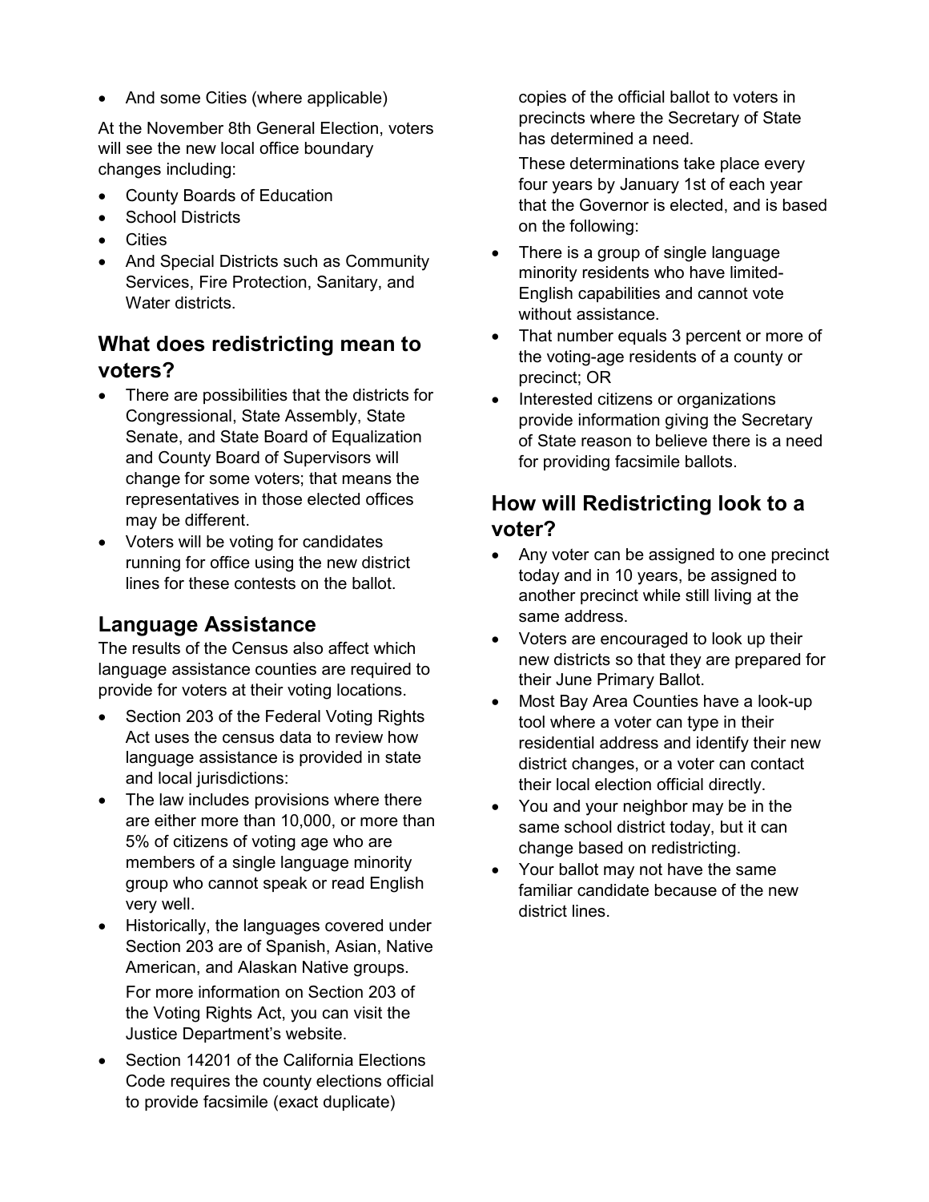- And some Cities (where applicable)

At the November 8th General Election, voters will see the new local office boundary changes including:

- County Boards of Education
- School Districts
- Cities
- And Special Districts such as Community Services, Fire Protection, Sanitary, and Water districts.

## What does redistricting mean to voters?

- There are possibilities that the districts for Congressional, State Assembly, State Senate, and State Board of Equalization and County Board of Supervisors will change for some voters; that means the representatives in those elected offices may be different.
- Voters will be voting for candidates running for office using the new district lines for these contests on the ballot.

## Language Assistance

The results of the Census also affect which language assistance counties are required to provide for voters at their voting locations.

- Section 203 of the Federal Voting Rights Act uses the census data to review how language assistance is provided in state and local jurisdictions:
- The law includes provisions where there are either more than 10,000, or more than 5% of citizens of voting age who are members of a single language minority group who cannot speak or read English very well.
- Historically, the languages covered under Section 203 are of Spanish, Asian, Native American, and Alaskan Native groups.

  For more information on Section 203 of the Voting Rights Act, you can visit the Justice Department's website.

- Section 14201 of the California Elections Code requires the county elections official to provide facsimile (exact duplicate) copies of the official ballot to voters in precincts where the Secretary of State has determined a need.

  These determinations take place every four years by January 1st of each year that the Governor is elected, and is based on the following:

- There is a group of single language minority residents who have limited-English capabilities and cannot vote without assistance.
- That number equals 3 percent or more of the voting-age residents of a county or precinct; OR
- Interested citizens or organizations provide information giving the Secretary of State reason to believe there is a need for providing facsimile ballots.

## How will Redistricting look to a voter?

- Any voter can be assigned to one precinct today and in 10 years, be assigned to another precinct while still living at the same address.
- Voters are encouraged to look up their new districts so that they are prepared for their June Primary Ballot.
- Most Bay Area Counties have a look-up tool where a voter can type in their residential address and identify their new district changes, or a voter can contact their local election official directly.
- You and your neighbor may be in the same school district today, but it can change based on redistricting.
- Your ballot may not have the same familiar candidate because of the new district lines.